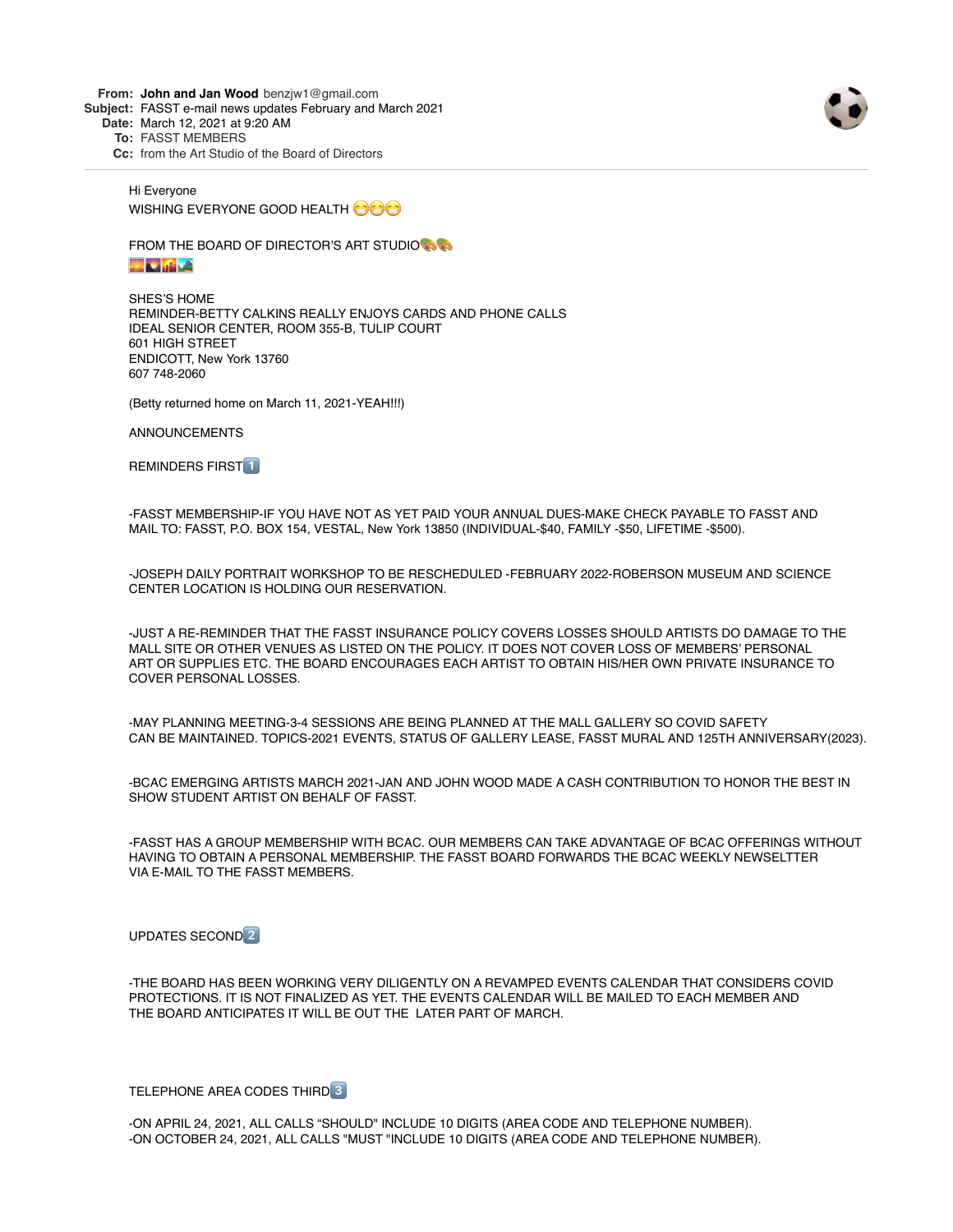**From:** **John and Jan Wood** benzjw1@gmail.com
**Subject:** FASST e-mail news updates February and March 2021
**Date:** March 12, 2021 at 9:20 AM
**To:** FASST MEMBERS
**Cc:** from the Art Studio of the Board of Directors

Hi Everyone
WISHING EVERYONE GOOD HEALTH 😷😷😷

FROM THE BOARD OF DIRECTOR'S ART STUDIO🎨🎨
🌅🎇🌆🏞

SHES'S HOME
REMINDER-BETTY CALKINS REALLY ENJOYS CARDS AND PHONE CALLS
IDEAL SENIOR CENTER, ROOM 355-B, TULIP COURT
601 HIGH STREET
ENDICOTT, New York 13760
607 748-2060

(Betty returned home on March 11, 2021-YEAH!!!)

ANNOUNCEMENTS

REMINDERS FIRST1️⃣

-FASST MEMBERSHIP-IF YOU HAVE NOT AS YET PAID YOUR ANNUAL DUES-MAKE CHECK PAYABLE TO FASST AND MAIL TO: FASST, P.O. BOX 154, VESTAL, New York 13850 (INDIVIDUAL-$40, FAMILY -$50, LIFETIME -$500).

-JOSEPH DAILY PORTRAIT WORKSHOP TO BE RESCHEDULED -FEBRUARY 2022-ROBERSON MUSEUM AND SCIENCE CENTER LOCATION IS HOLDING OUR RESERVATION.

-JUST A RE-REMINDER THAT THE FASST INSURANCE POLICY COVERS LOSSES SHOULD ARTISTS DO DAMAGE TO THE MALL SITE OR OTHER VENUES AS LISTED ON THE POLICY. IT DOES NOT COVER LOSS OF MEMBERS' PERSONAL ART OR SUPPLIES ETC. THE BOARD ENCOURAGES EACH ARTIST TO OBTAIN HIS/HER OWN PRIVATE INSURANCE TO COVER PERSONAL LOSSES.

-MAY PLANNING MEETING-3-4 SESSIONS ARE BEING PLANNED AT THE MALL GALLERY SO COVID SAFETY CAN BE MAINTAINED. TOPICS-2021 EVENTS, STATUS OF GALLERY LEASE, FASST MURAL AND 125TH ANNIVERSARY(2023).

-BCAC EMERGING ARTISTS MARCH 2021-JAN AND JOHN WOOD MADE A CASH CONTRIBUTION TO HONOR THE BEST IN SHOW STUDENT ARTIST ON BEHALF OF FASST.

-FASST HAS A GROUP MEMBERSHIP WITH BCAC. OUR MEMBERS CAN TAKE ADVANTAGE OF BCAC OFFERINGS WITHOUT HAVING TO OBTAIN A PERSONAL MEMBERSHIP. THE FASST BOARD FORWARDS THE BCAC WEEKLY NEWSELTTER VIA E-MAIL TO THE FASST MEMBERS.

UPDATES SECOND2️⃣

-THE BOARD HAS BEEN WORKING VERY DILIGENTLY ON A REVAMPED EVENTS CALENDAR THAT CONSIDERS COVID PROTECTIONS. IT IS NOT FINALIZED AS YET. THE EVENTS CALENDAR WILL BE MAILED TO EACH MEMBER AND THE BOARD ANTICIPATES IT WILL BE OUT THE LATER PART OF MARCH.

TELEPHONE AREA CODES THIRD3️⃣

-ON APRIL 24, 2021, ALL CALLS "SHOULD" INCLUDE 10 DIGITS (AREA CODE AND TELEPHONE NUMBER).
-ON OCTOBER 24, 2021, ALL CALLS "MUST "INCLUDE 10 DIGITS (AREA CODE AND TELEPHONE NUMBER).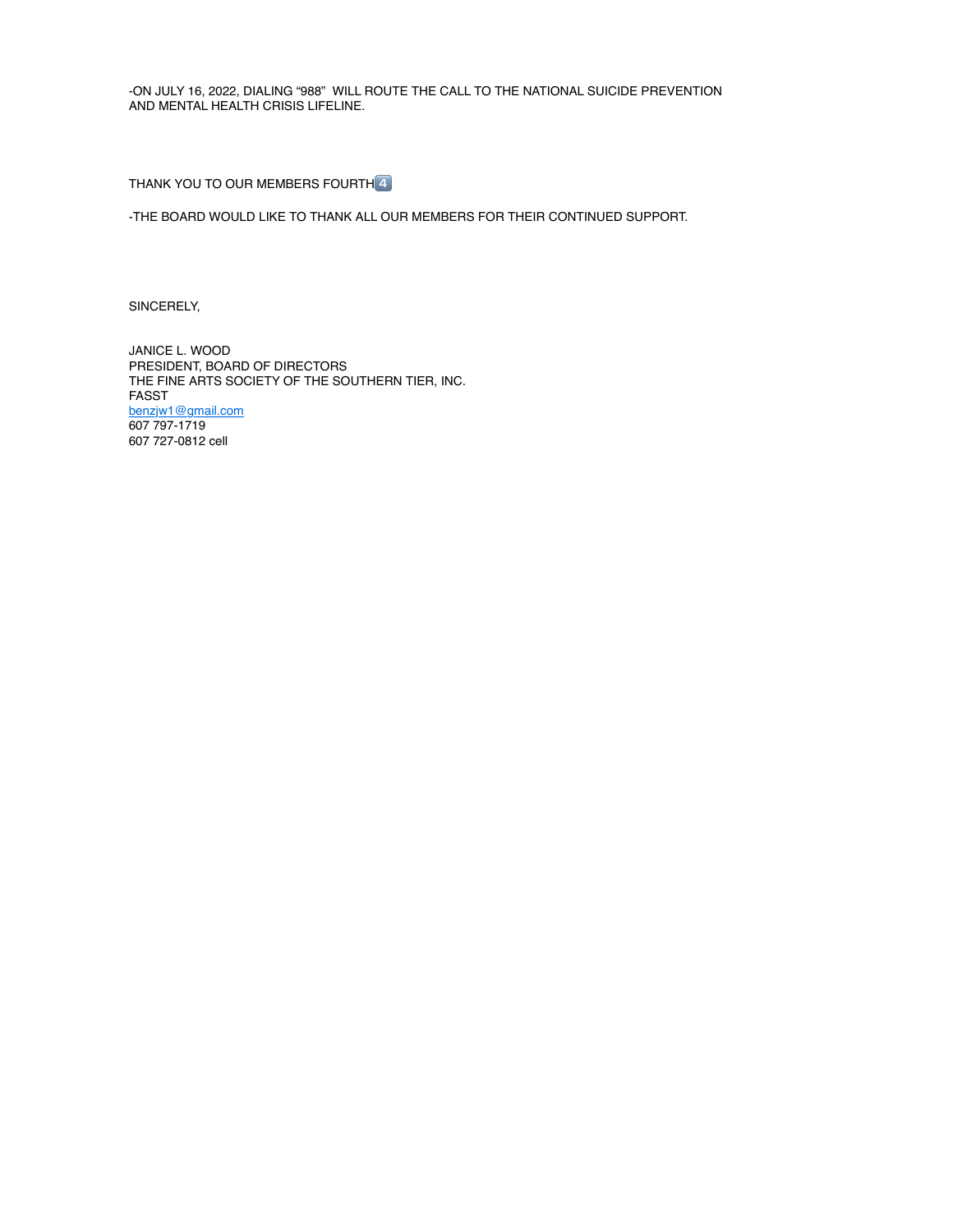-ON JULY 16, 2022, DIALING “988” WILL ROUTE THE CALL TO THE NATIONAL SUICIDE PREVENTION AND MENTAL HEALTH CRISIS LIFELINE.

THANK YOU TO OUR MEMBERS FOURTH4️⃣

-THE BOARD WOULD LIKE TO THANK ALL OUR MEMBERS FOR THEIR CONTINUED SUPPORT.

SINCERELY,

JANICE L. WOOD
PRESIDENT, BOARD OF DIRECTORS
THE FINE ARTS SOCIETY OF THE SOUTHERN TIER, INC.
FASST
benzjw1@gmail.com
607 797-1719
607 727-0812 cell